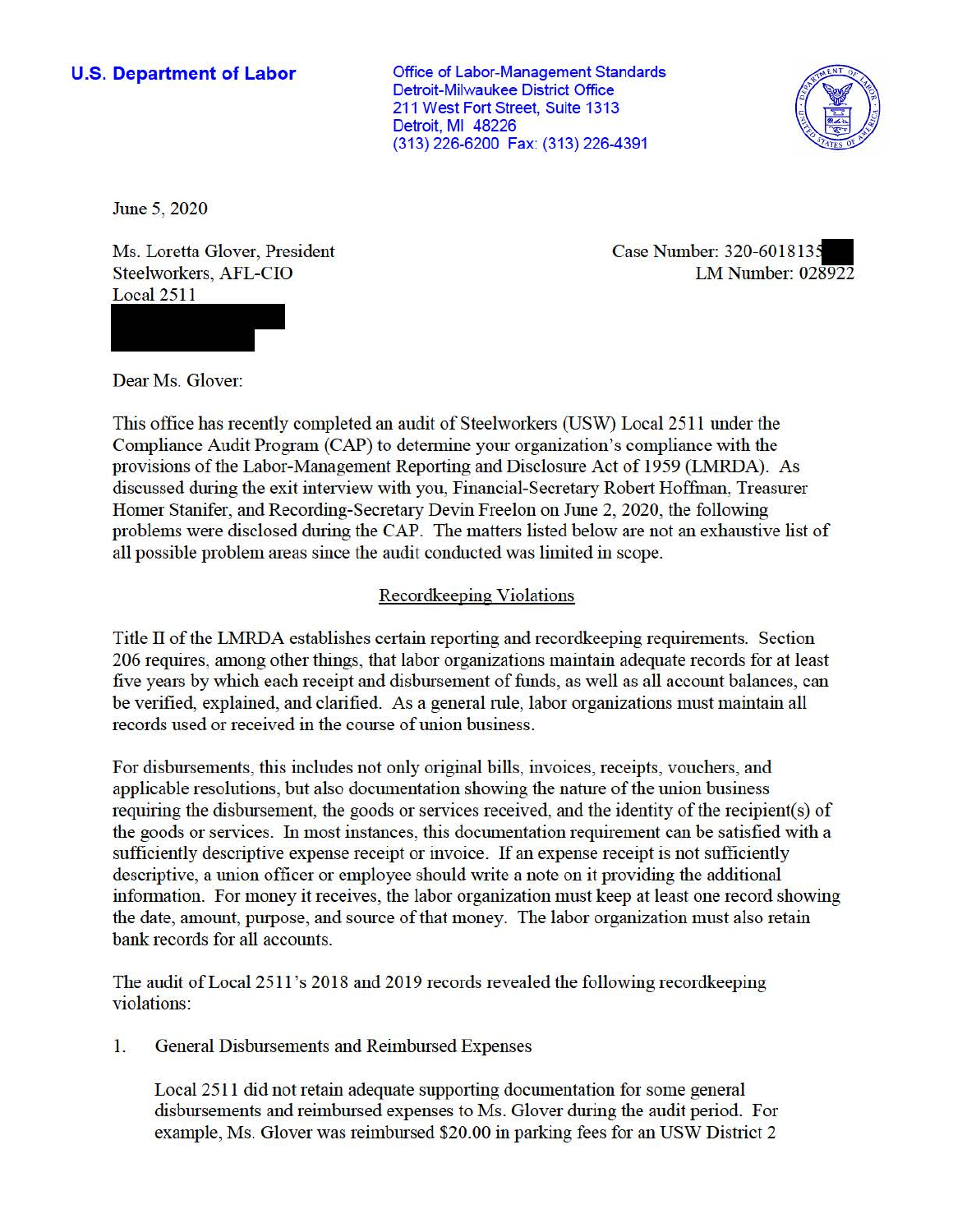**U.S. Department of Labor**

Office of Labor-Management Standards
Detroit-Milwaukee District Office
211 West Fort Street, Suite 1313
Detroit, MI 48226
(313) 226-6200 Fax: (313) 226-4391

June 5, 2020

Ms. Loretta Glover, President
Steelworkers, AFL-CIO
Local 2511

Case Number: 320-6018135
LM Number: 028922

Dear Ms. Glover:

This office has recently completed an audit of Steelworkers (USW) Local 2511 under the Compliance Audit Program (CAP) to determine your organization's compliance with the provisions of the Labor-Management Reporting and Disclosure Act of 1959 (LMRDA). As discussed during the exit interview with you, Financial-Secretary Robert Hoffman, Treasurer Homer Stanifer, and Recording-Secretary Devin Freelon on June 2, 2020, the following problems were disclosed during the CAP. The matters listed below are not an exhaustive list of all possible problem areas since the audit conducted was limited in scope.

## Recordkeeping Violations

Title II of the LMRDA establishes certain reporting and recordkeeping requirements. Section 206 requires, among other things, that labor organizations maintain adequate records for at least five years by which each receipt and disbursement of funds, as well as all account balances, can be verified, explained, and clarified. As a general rule, labor organizations must maintain all records used or received in the course of union business.

For disbursements, this includes not only original bills, invoices, receipts, vouchers, and applicable resolutions, but also documentation showing the nature of the union business requiring the disbursement, the goods or services received, and the identity of the recipient(s) of the goods or services. In most instances, this documentation requirement can be satisfied with a sufficiently descriptive expense receipt or invoice. If an expense receipt is not sufficiently descriptive, a union officer or employee should write a note on it providing the additional information. For money it receives, the labor organization must keep at least one record showing the date, amount, purpose, and source of that money. The labor organization must also retain bank records for all accounts.

The audit of Local 2511's 2018 and 2019 records revealed the following recordkeeping violations:

1. General Disbursements and Reimbursed Expenses

   Local 2511 did not retain adequate supporting documentation for some general disbursements and reimbursed expenses to Ms. Glover during the audit period. For example, Ms. Glover was reimbursed $20.00 in parking fees for an USW District 2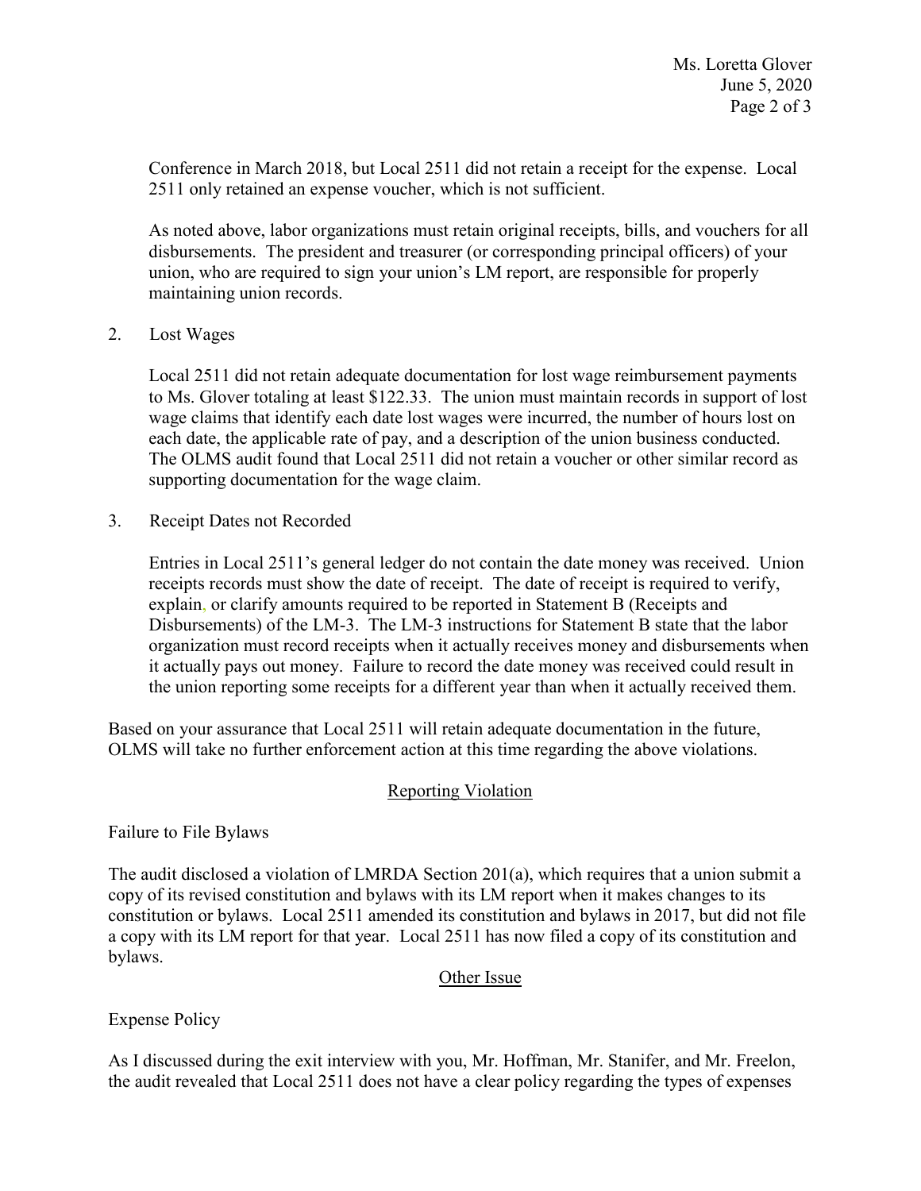Conference in March 2018, but Local 2511 did not retain a receipt for the expense. Local 2511 only retained an expense voucher, which is not sufficient.

As noted above, labor organizations must retain original receipts, bills, and vouchers for all disbursements. The president and treasurer (or corresponding principal officers) of your union, who are required to sign your union's LM report, are responsible for properly maintaining union records.

2. Lost Wages

   Local 2511 did not retain adequate documentation for lost wage reimbursement payments to Ms. Glover totaling at least $122.33. The union must maintain records in support of lost wage claims that identify each date lost wages were incurred, the number of hours lost on each date, the applicable rate of pay, and a description of the union business conducted. The OLMS audit found that Local 2511 did not retain a voucher or other similar record as supporting documentation for the wage claim.

3. Receipt Dates not Recorded

   Entries in Local 2511's general ledger do not contain the date money was received. Union receipts records must show the date of receipt. The date of receipt is required to verify, explain, or clarify amounts required to be reported in Statement B (Receipts and Disbursements) of the LM-3. The LM-3 instructions for Statement B state that the labor organization must record receipts when it actually receives money and disbursements when it actually pays out money. Failure to record the date money was received could result in the union reporting some receipts for a different year than when it actually received them.

Based on your assurance that Local 2511 will retain adequate documentation in the future, OLMS will take no further enforcement action at this time regarding the above violations.

## Reporting Violation

Failure to File Bylaws

The audit disclosed a violation of LMRDA Section 201(a), which requires that a union submit a copy of its revised constitution and bylaws with its LM report when it makes changes to its constitution or bylaws. Local 2511 amended its constitution and bylaws in 2017, but did not file a copy with its LM report for that year. Local 2511 has now filed a copy of its constitution and bylaws.

## Other Issue

Expense Policy

As I discussed during the exit interview with you, Mr. Hoffman, Mr. Stanifer, and Mr. Freelon, the audit revealed that Local 2511 does not have a clear policy regarding the types of expenses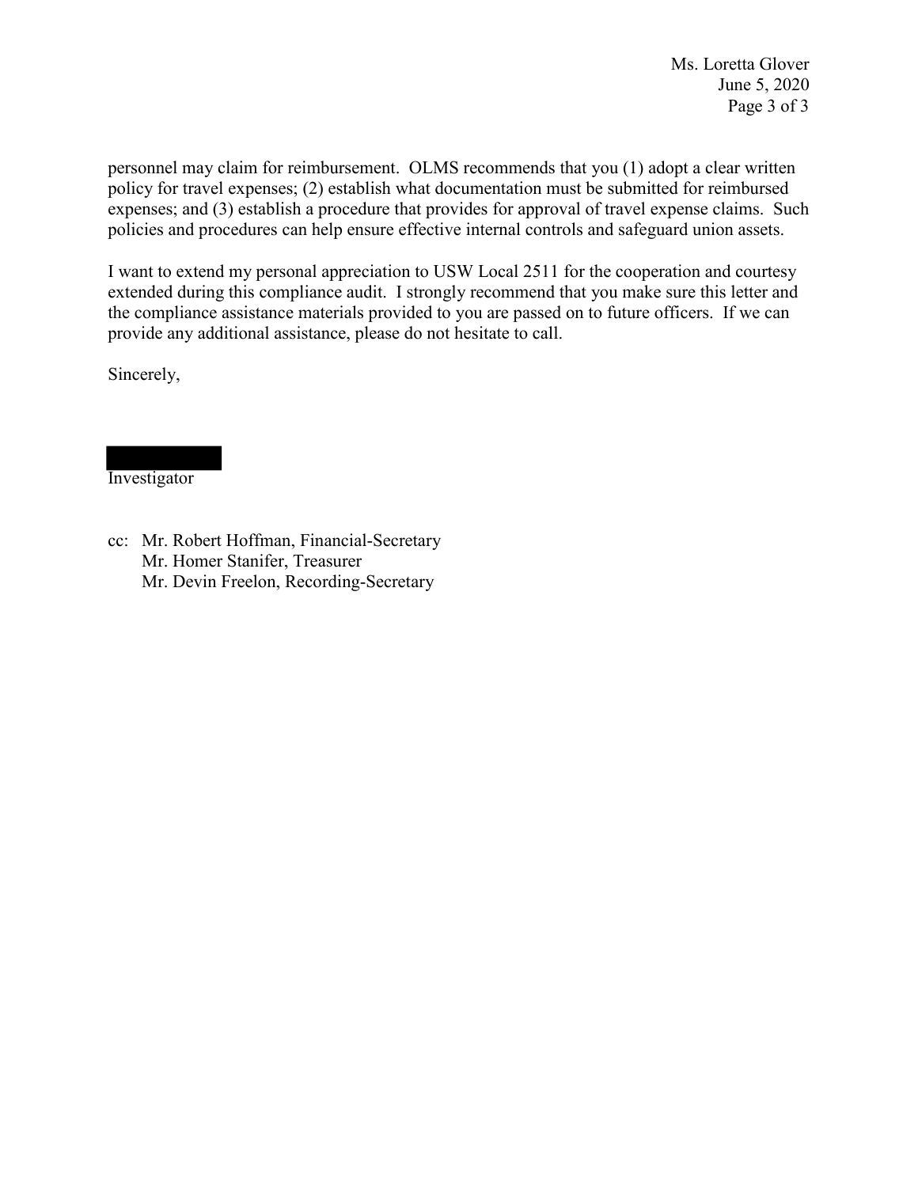personnel may claim for reimbursement. OLMS recommends that you (1) adopt a clear written policy for travel expenses; (2) establish what documentation must be submitted for reimbursed expenses; and (3) establish a procedure that provides for approval of travel expense claims. Such policies and procedures can help ensure effective internal controls and safeguard union assets.

I want to extend my personal appreciation to USW Local 2511 for the cooperation and courtesy extended during this compliance audit. I strongly recommend that you make sure this letter and the compliance assistance materials provided to you are passed on to future officers. If we can provide any additional assistance, please do not hesitate to call.

Sincerely,

Investigator

cc: Mr. Robert Hoffman, Financial-Secretary
Mr. Homer Stanifer, Treasurer
Mr. Devin Freelon, Recording-Secretary